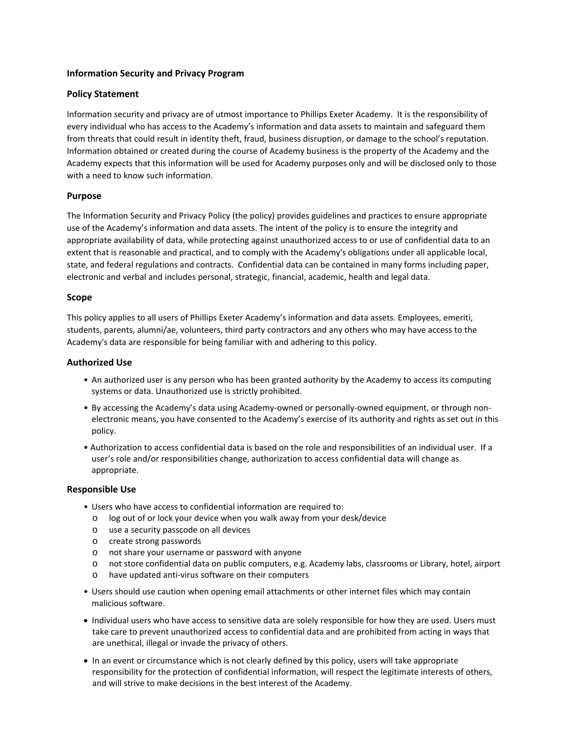## Information Security and Privacy Program

### Policy Statement

Information security and privacy are of utmost importance to Phillips Exeter Academy. It is the responsibility of every individual who has access to the Academy's information and data assets to maintain and safeguard them from threats that could result in identity theft, fraud, business disruption, or damage to the school's reputation. Information obtained or created during the course of Academy business is the property of the Academy and the Academy expects that this information will be used for Academy purposes only and will be disclosed only to those with a need to know such information.

### Purpose

The Information Security and Privacy Policy (the policy) provides guidelines and practices to ensure appropriate use of the Academy's information and data assets. The intent of the policy is to ensure the integrity and appropriate availability of data, while protecting against unauthorized access to or use of confidential data to an extent that is reasonable and practical, and to comply with the Academy's obligations under all applicable local, state, and federal regulations and contracts. Confidential data can be contained in many forms including paper, electronic and verbal and includes personal, strategic, financial, academic, health and legal data.

### Scope

This policy applies to all users of Phillips Exeter Academy's information and data assets. Employees, emeriti, students, parents, alumni/ae, volunteers, third party contractors and any others who may have access to the Academy's data are responsible for being familiar with and adhering to this policy.

### Authorized Use

- An authorized user is any person who has been granted authority by the Academy to access its computing systems or data. Unauthorized use is strictly prohibited.
- By accessing the Academy's data using Academy-owned or personally-owned equipment, or through non-electronic means, you have consented to the Academy's exercise of its authority and rights as set out in this policy.
- Authorization to access confidential data is based on the role and responsibilities of an individual user. If a user's role and/or responsibilities change, authorization to access confidential data will change as appropriate.

### Responsible Use

- Users who have access to confidential information are required to:
  - log out of or lock your device when you walk away from your desk/device
  - use a security passcode on all devices
  - create strong passwords
  - not share your username or password with anyone
  - not store confidential data on public computers, e.g. Academy labs, classrooms or Library, hotel, airport
  - have updated anti-virus software on their computers
- Users should use caution when opening email attachments or other internet files which may contain malicious software.
- Individual users who have access to sensitive data are solely responsible for how they are used. Users must take care to prevent unauthorized access to confidential data and are prohibited from acting in ways that are unethical, illegal or invade the privacy of others.
- In an event or circumstance which is not clearly defined by this policy, users will take appropriate responsibility for the protection of confidential information, will respect the legitimate interests of others, and will strive to make decisions in the best interest of the Academy.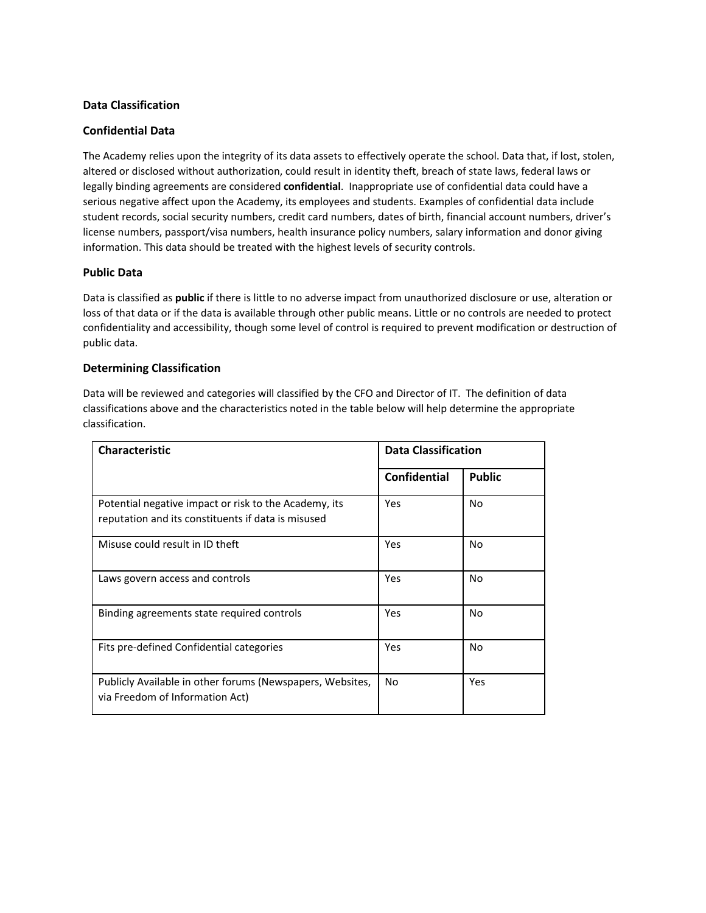## Data Classification

### Confidential Data

The Academy relies upon the integrity of its data assets to effectively operate the school. Data that, if lost, stolen, altered or disclosed without authorization, could result in identity theft, breach of state laws, federal laws or legally binding agreements are considered **confidential**. Inappropriate use of confidential data could have a serious negative affect upon the Academy, its employees and students. Examples of confidential data include student records, social security numbers, credit card numbers, dates of birth, financial account numbers, driver's license numbers, passport/visa numbers, health insurance policy numbers, salary information and donor giving information. This data should be treated with the highest levels of security controls.

### Public Data

Data is classified as **public** if there is little to no adverse impact from unauthorized disclosure or use, alteration or loss of that data or if the data is available through other public means. Little or no controls are needed to protect confidentiality and accessibility, though some level of control is required to prevent modification or destruction of public data.

### Determining Classification

Data will be reviewed and categories will classified by the CFO and Director of IT. The definition of data classifications above and the characteristics noted in the table below will help determine the appropriate classification.

| **Characteristic** | **Data Classification** | |
|---|---|---|
| | **Confidential** | **Public** |
| Potential negative impact or risk to the Academy, its reputation and its constituents if data is misused | Yes | No |
| Misuse could result in ID theft | Yes | No |
| Laws govern access and controls | Yes | No |
| Binding agreements state required controls | Yes | No |
| Fits pre-defined Confidential categories | Yes | No |
| Publicly Available in other forums (Newspapers, Websites, via Freedom of Information Act) | No | Yes |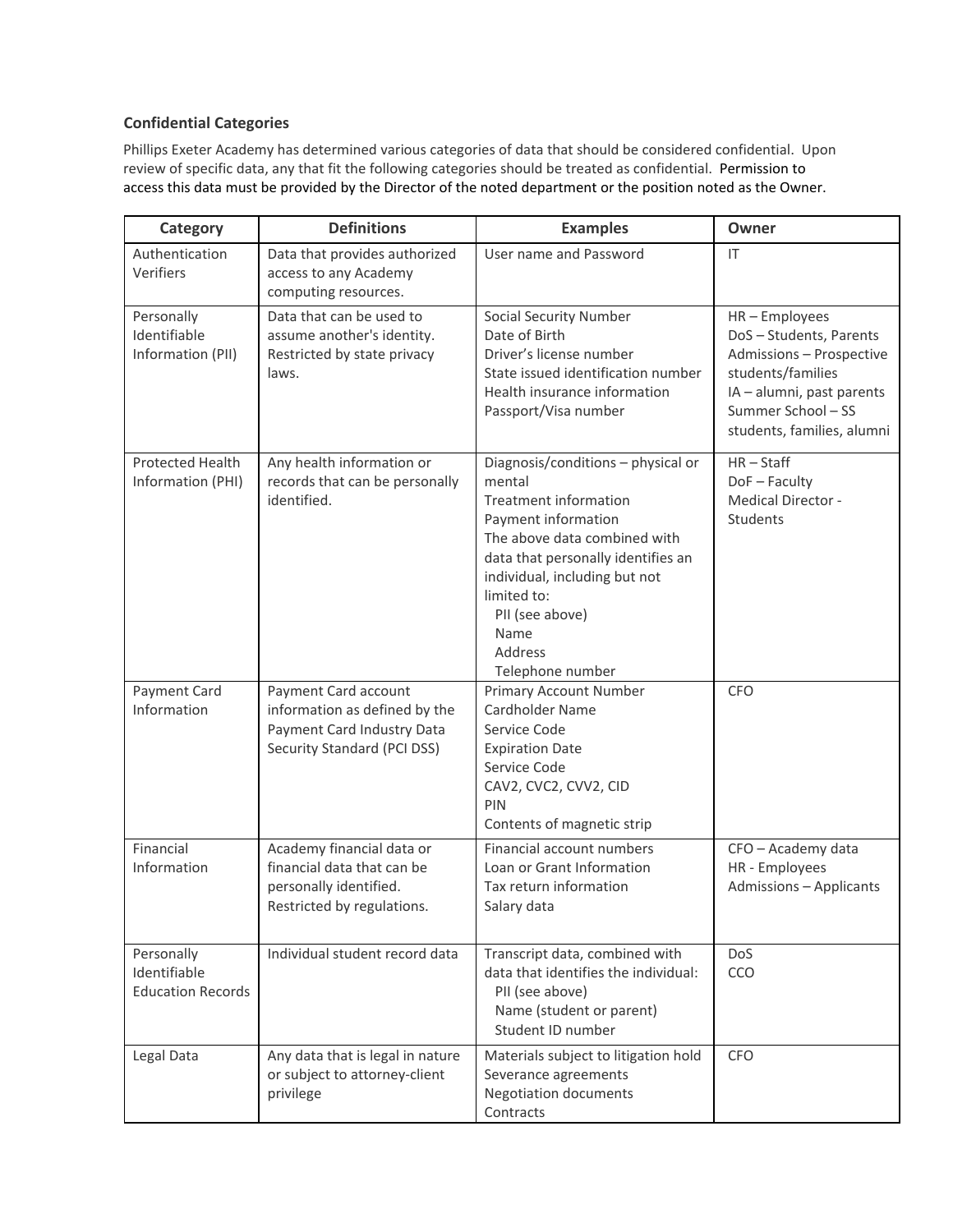### Confidential Categories

Phillips Exeter Academy has determined various categories of data that should be considered confidential. Upon review of specific data, any that fit the following categories should be treated as confidential. Permission to access this data must be provided by the Director of the noted department or the position noted as the Owner.

| Category | Definitions | Examples | Owner |
|---|---|---|---|
| Authentication Verifiers | Data that provides authorized access to any Academy computing resources. | User name and Password | IT |
| Personally Identifiable Information (PII) | Data that can be used to assume another's identity. Restricted by state privacy laws. | Social Security Number<br>Date of Birth<br>Driver's license number<br>State issued identification number<br>Health insurance information<br>Passport/Visa number | HR – Employees<br>DoS – Students, Parents<br>Admissions – Prospective students/families<br>IA – alumni, past parents<br>Summer School – SS students, families, alumni |
| Protected Health Information (PHI) | Any health information or records that can be personally identified. | Diagnosis/conditions – physical or mental<br>Treatment information<br>Payment information<br>The above data combined with data that personally identifies an individual, including but not limited to:<br>PII (see above)<br>Name<br>Address<br>Telephone number | HR – Staff<br>DoF – Faculty<br>Medical Director - Students |
| Payment Card Information | Payment Card account information as defined by the Payment Card Industry Data Security Standard (PCI DSS) | Primary Account Number<br>Cardholder Name<br>Service Code<br>Expiration Date<br>Service Code<br>CAV2, CVC2, CVV2, CID<br>PIN<br>Contents of magnetic strip | CFO |
| Financial Information | Academy financial data or financial data that can be personally identified. Restricted by regulations. | Financial account numbers<br>Loan or Grant Information<br>Tax return information<br>Salary data | CFO – Academy data<br>HR - Employees<br>Admissions – Applicants |
| Personally Identifiable Education Records | Individual student record data | Transcript data, combined with data that identifies the individual:<br>PII (see above)<br>Name (student or parent)<br>Student ID number | DoS<br>CCO |
| Legal Data | Any data that is legal in nature or subject to attorney-client privilege | Materials subject to litigation hold<br>Severance agreements<br>Negotiation documents<br>Contracts | CFO |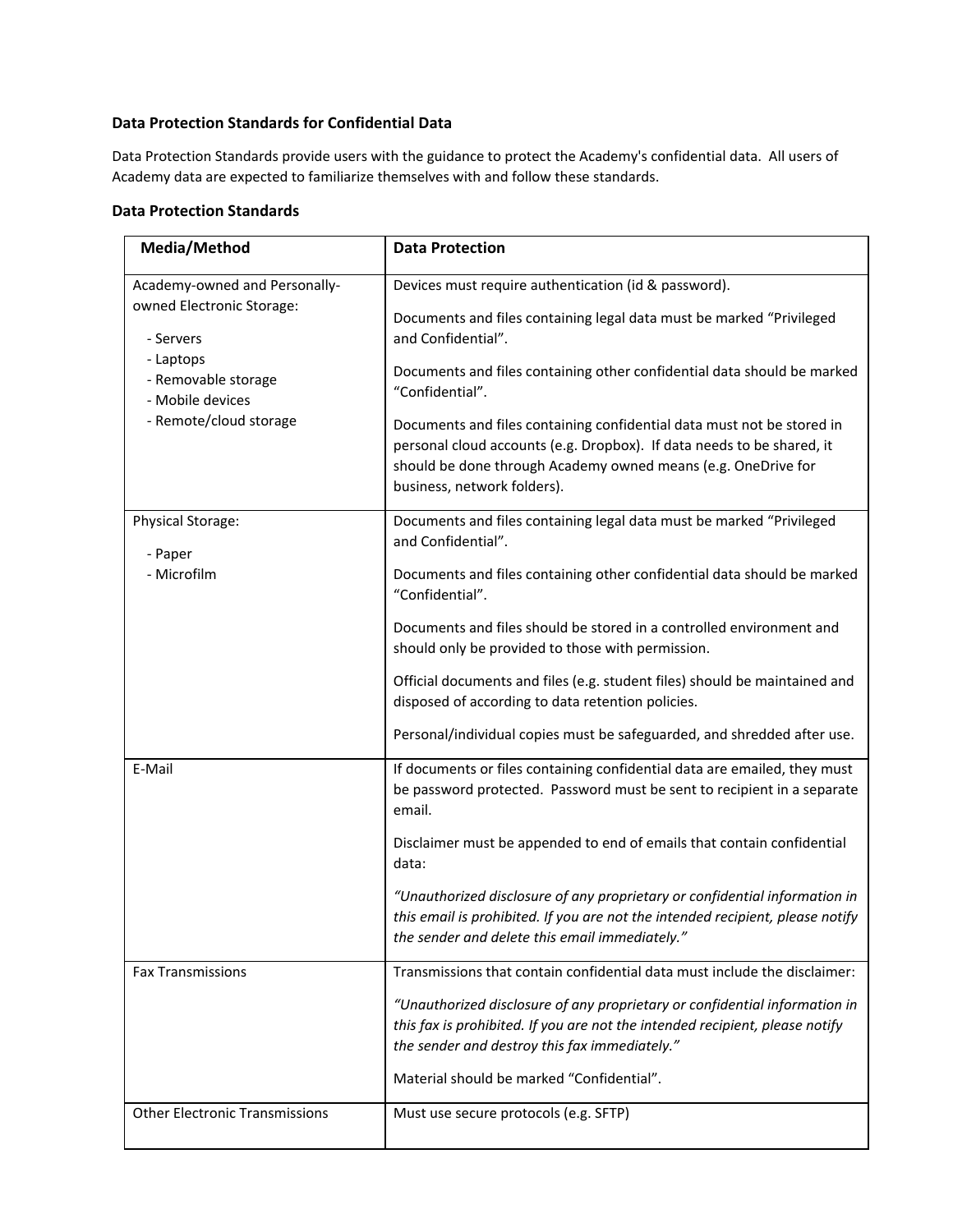### Data Protection Standards for Confidential Data

Data Protection Standards provide users with the guidance to protect the Academy's confidential data. All users of Academy data are expected to familiarize themselves with and follow these standards.

### Data Protection Standards

| Media/Method | Data Protection |
| --- | --- |
| Academy-owned and Personally-owned Electronic Storage:<br>- Servers<br>- Laptops<br>- Removable storage<br>- Mobile devices<br>- Remote/cloud storage | Devices must require authentication (id & password).<br><br>Documents and files containing legal data must be marked "Privileged and Confidential".<br><br>Documents and files containing other confidential data should be marked "Confidential".<br><br>Documents and files containing confidential data must not be stored in personal cloud accounts (e.g. Dropbox). If data needs to be shared, it should be done through Academy owned means (e.g. OneDrive for business, network folders). |
| Physical Storage:<br>- Paper<br>- Microfilm | Documents and files containing legal data must be marked "Privileged and Confidential".<br><br>Documents and files containing other confidential data should be marked "Confidential".<br><br>Documents and files should be stored in a controlled environment and should only be provided to those with permission.<br><br>Official documents and files (e.g. student files) should be maintained and disposed of according to data retention policies.<br><br>Personal/individual copies must be safeguarded, and shredded after use. |
| E-Mail | If documents or files containing confidential data are emailed, they must be password protected. Password must be sent to recipient in a separate email.<br><br>Disclaimer must be appended to end of emails that contain confidential data:<br><br>*"Unauthorized disclosure of any proprietary or confidential information in this email is prohibited. If you are not the intended recipient, please notify the sender and delete this email immediately."* |
| Fax Transmissions | Transmissions that contain confidential data must include the disclaimer:<br><br>*"Unauthorized disclosure of any proprietary or confidential information in this fax is prohibited. If you are not the intended recipient, please notify the sender and destroy this fax immediately."*<br><br>Material should be marked "Confidential". |
| Other Electronic Transmissions | Must use secure protocols (e.g. SFTP) |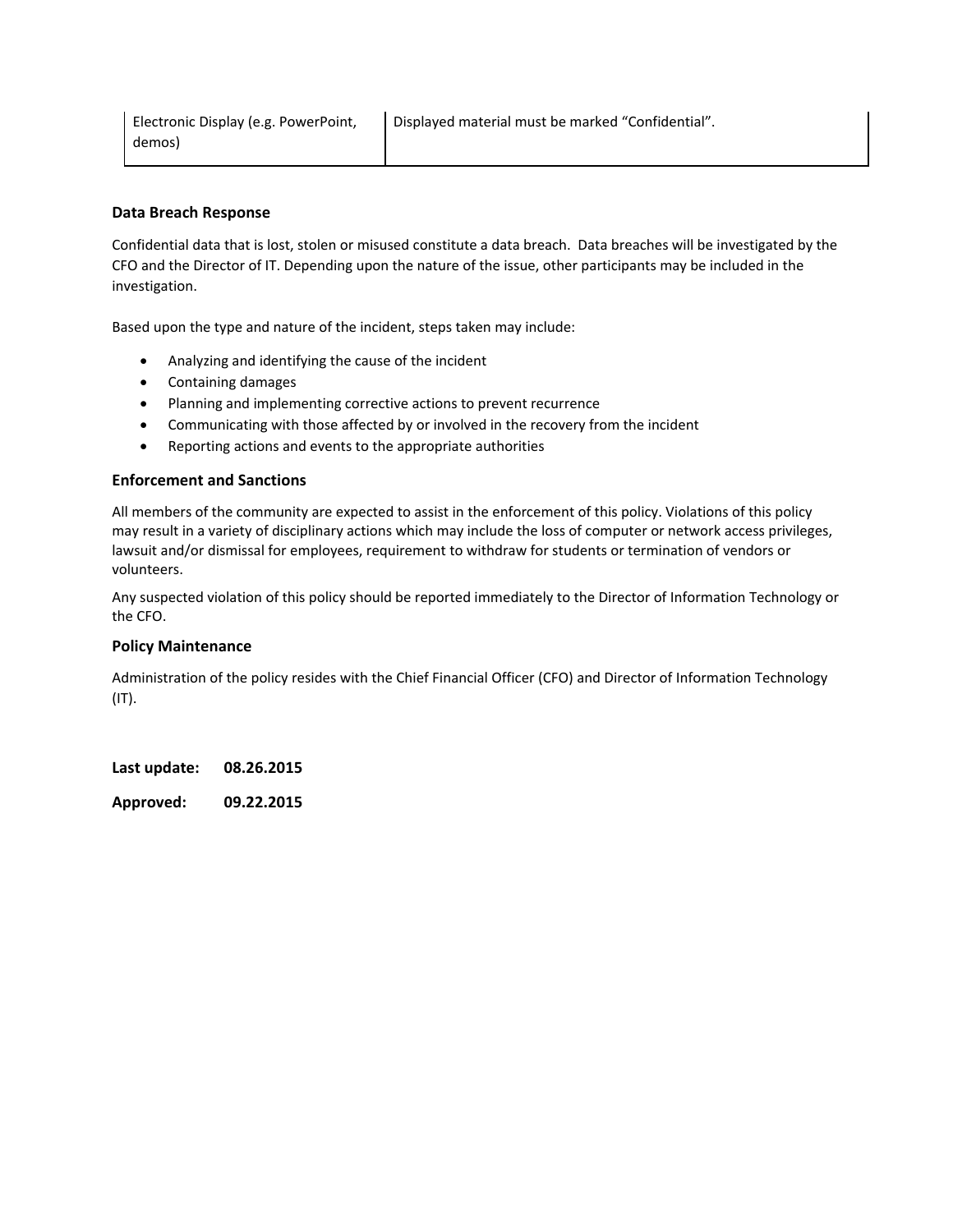| | |
|---|---|
| Electronic Display (e.g. PowerPoint, demos) | Displayed material must be marked “Confidential”. |

### Data Breach Response

Confidential data that is lost, stolen or misused constitute a data breach. Data breaches will be investigated by the CFO and the Director of IT. Depending upon the nature of the issue, other participants may be included in the investigation.

Based upon the type and nature of the incident, steps taken may include:

- Analyzing and identifying the cause of the incident
- Containing damages
- Planning and implementing corrective actions to prevent recurrence
- Communicating with those affected by or involved in the recovery from the incident
- Reporting actions and events to the appropriate authorities

### Enforcement and Sanctions

All members of the community are expected to assist in the enforcement of this policy. Violations of this policy may result in a variety of disciplinary actions which may include the loss of computer or network access privileges, lawsuit and/or dismissal for employees, requirement to withdraw for students or termination of vendors or volunteers.

Any suspected violation of this policy should be reported immediately to the Director of Information Technology or the CFO.

### Policy Maintenance

Administration of the policy resides with the Chief Financial Officer (CFO) and Director of Information Technology (IT).

**Last update: 08.26.2015**

**Approved: 09.22.2015**